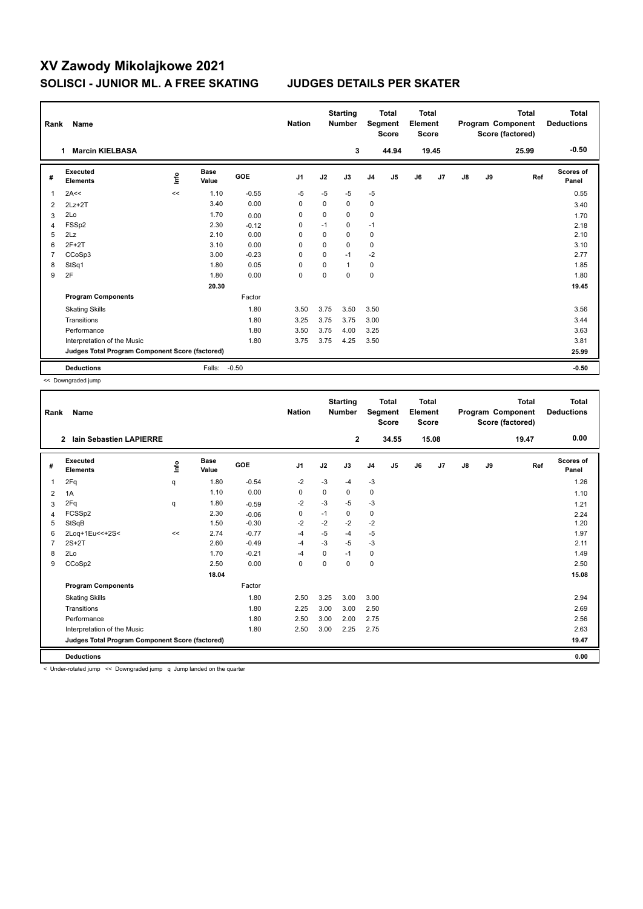# XV Zawody Mikolajkowe 2021

## SOLISCI - JUNIOR ML. A FREE SKATING JUDGES DETAILS PER SKATER

| Rank | Name | Nation | Starting Number | Total Segment Score | Total Element Score | Total Program Component Score (factored) | Total Deductions |
|---|---|---|---|---|---|---|---|
| 1 | Marcin KIELBASA | | 3 | 44.94 | 19.45 | 25.99 | -0.50 |

| # | Executed Elements | Info | Base Value | GOE | J1 | J2 | J3 | J4 | J5 | J6 | J7 | J8 | J9 | Ref | Scores of Panel |
|---|---|---|---|---|---|---|---|---|---|---|---|---|---|---|---|
| 1 | 2A<< | << | 1.10 | -0.55 | -5 | -5 | -5 | -5 | | | | | | | 0.55 |
| 2 | 2Lz+2T | | 3.40 | 0.00 | 0 | 0 | 0 | 0 | | | | | | | 3.40 |
| 3 | 2Lo | | 1.70 | 0.00 | 0 | 0 | 0 | 0 | | | | | | | 1.70 |
| 4 | FSSp2 | | 2.30 | -0.12 | 0 | -1 | 0 | -1 | | | | | | | 2.18 |
| 5 | 2Lz | | 2.10 | 0.00 | 0 | 0 | 0 | 0 | | | | | | | 2.10 |
| 6 | 2F+2T | | 3.10 | 0.00 | 0 | 0 | 0 | 0 | | | | | | | 3.10 |
| 7 | CCoSp3 | | 3.00 | -0.23 | 0 | 0 | -1 | -2 | | | | | | | 2.77 |
| 8 | StSq1 | | 1.80 | 0.05 | 0 | 0 | 1 | 0 | | | | | | | 1.85 |
| 9 | 2F | | 1.80 | 0.00 | 0 | 0 | 0 | 0 | | | | | | | 1.80 |
| | | | 20.30 | | | | | | | | | | | | 19.45 |
| | **Program Components** | | | Factor | | | | | | | | | | | |
| | Skating Skills | | | 1.80 | 3.50 | 3.75 | 3.50 | 3.50 | | | | | | | 3.56 |
| | Transitions | | | 1.80 | 3.25 | 3.75 | 3.75 | 3.00 | | | | | | | 3.44 |
| | Performance | | | 1.80 | 3.50 | 3.75 | 4.00 | 3.25 | | | | | | | 3.63 |
| | Interpretation of the Music | | | 1.80 | 3.75 | 3.75 | 4.25 | 3.50 | | | | | | | 3.81 |
| | **Judges Total Program Component Score (factored)** | | | | | | | | | | | | | | 25.99 |
| | **Deductions** | | Falls: | -0.50 | | | | | | | | | | | -0.50 |

<< Downgraded jump

| Rank | Name | Nation | Starting Number | Total Segment Score | Total Element Score | Total Program Component Score (factored) | Total Deductions |
|---|---|---|---|---|---|---|---|
| 2 | Iain Sebastien LAPIERRE | | 2 | 34.55 | 15.08 | 19.47 | 0.00 |

| # | Executed Elements | Info | Base Value | GOE | J1 | J2 | J3 | J4 | J5 | J6 | J7 | J8 | J9 | Ref | Scores of Panel |
|---|---|---|---|---|---|---|---|---|---|---|---|---|---|---|---|
| 1 | 2Fq | q | 1.80 | -0.54 | -2 | -3 | -4 | -3 | | | | | | | 1.26 |
| 2 | 1A | | 1.10 | 0.00 | 0 | 0 | 0 | 0 | | | | | | | 1.10 |
| 3 | 2Fq | q | 1.80 | -0.59 | -2 | -3 | -5 | -3 | | | | | | | 1.21 |
| 4 | FCSSp2 | | 2.30 | -0.06 | 0 | -1 | 0 | 0 | | | | | | | 2.24 |
| 5 | StSqB | | 1.50 | -0.30 | -2 | -2 | -2 | -2 | | | | | | | 1.20 |
| 6 | 2Loq+1Eu<<+2S< | << | 2.74 | -0.77 | -4 | -5 | -4 | -5 | | | | | | | 1.97 |
| 7 | 2S+2T | | 2.60 | -0.49 | -4 | -3 | -5 | -3 | | | | | | | 2.11 |
| 8 | 2Lo | | 1.70 | -0.21 | -4 | 0 | -1 | 0 | | | | | | | 1.49 |
| 9 | CCoSp2 | | 2.50 | 0.00 | 0 | 0 | 0 | 0 | | | | | | | 2.50 |
| | | | 18.04 | | | | | | | | | | | | 15.08 |
| | **Program Components** | | | Factor | | | | | | | | | | | |
| | Skating Skills | | | 1.80 | 2.50 | 3.25 | 3.00 | 3.00 | | | | | | | 2.94 |
| | Transitions | | | 1.80 | 2.25 | 3.00 | 3.00 | 2.50 | | | | | | | 2.69 |
| | Performance | | | 1.80 | 2.50 | 3.00 | 2.00 | 2.75 | | | | | | | 2.56 |
| | Interpretation of the Music | | | 1.80 | 2.50 | 3.00 | 2.25 | 2.75 | | | | | | | 2.63 |
| | **Judges Total Program Component Score (factored)** | | | | | | | | | | | | | | 19.47 |
| | **Deductions** | | | | | | | | | | | | | | 0.00 |

< Under-rotated jump << Downgraded jump q Jump landed on the quarter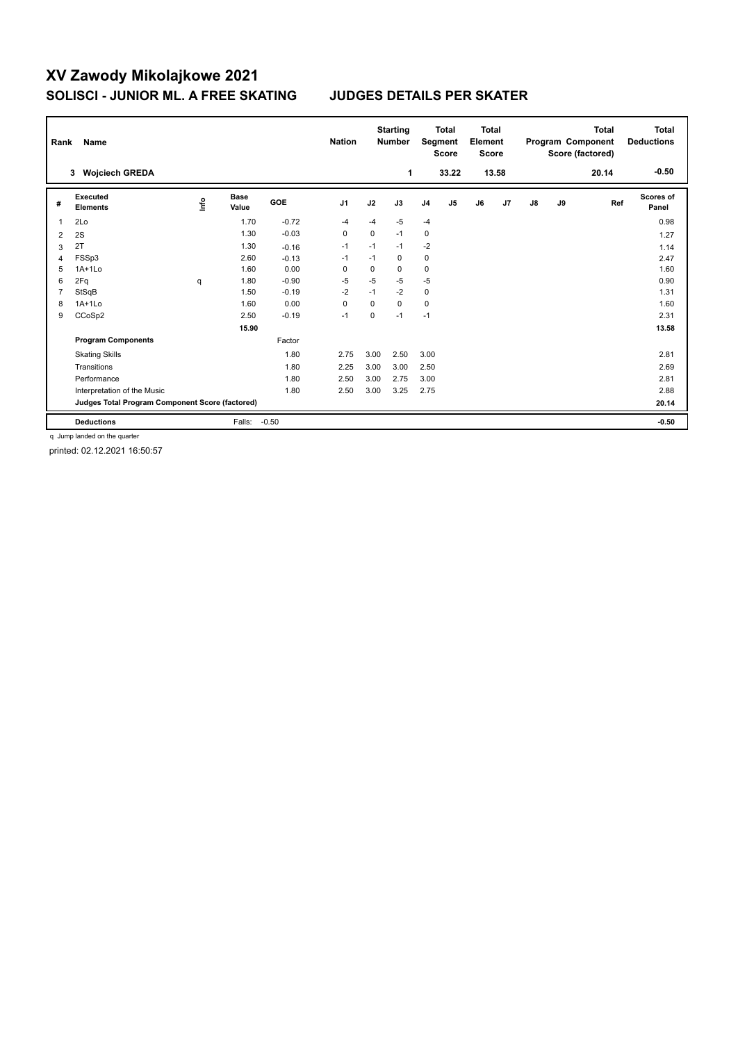# XV Zawody Mikolajkowe 2021

## SOLISCI - JUNIOR ML. A FREE SKATING JUDGES DETAILS PER SKATER

| Rank | Name | Nation | Starting Number | Total Segment Score | Total Element Score | Total Program Component Score (factored) | Total Deductions |
|---|---|---|---|---|---|---|---|
| 3 | Wojciech GREDA | | 1 | 33.22 | 13.58 | 20.14 | -0.50 |

| # | Executed Elements | Info | Base Value | GOE | J1 | J2 | J3 | J4 | J5 | J6 | J7 | J8 | J9 | Ref | Scores of Panel |
|---|---|---|---|---|---|---|---|---|---|---|---|---|---|---|---|
| 1 | 2Lo | | 1.70 | -0.72 | -4 | -4 | -5 | -4 | | | | | | | 0.98 |
| 2 | 2S | | 1.30 | -0.03 | 0 | 0 | -1 | 0 | | | | | | | 1.27 |
| 3 | 2T | | 1.30 | -0.16 | -1 | -1 | -1 | -2 | | | | | | | 1.14 |
| 4 | FSSp3 | | 2.60 | -0.13 | -1 | -1 | 0 | 0 | | | | | | | 2.47 |
| 5 | 1A+1Lo | | 1.60 | 0.00 | 0 | 0 | 0 | 0 | | | | | | | 1.60 |
| 6 | 2Fq | q | 1.80 | -0.90 | -5 | -5 | -5 | -5 | | | | | | | 0.90 |
| 7 | StSqB | | 1.50 | -0.19 | -2 | -1 | -2 | 0 | | | | | | | 1.31 |
| 8 | 1A+1Lo | | 1.60 | 0.00 | 0 | 0 | 0 | 0 | | | | | | | 1.60 |
| 9 | CCoSp2 | | 2.50 | -0.19 | -1 | 0 | -1 | -1 | | | | | | | 2.31 |
| | | | 15.90 | | | | | | | | | | | | 13.58 |
| | **Program Components** | | | Factor | | | | | | | | | | | |
| | Skating Skills | | | 1.80 | 2.75 | 3.00 | 2.50 | 3.00 | | | | | | | 2.81 |
| | Transitions | | | 1.80 | 2.25 | 3.00 | 3.00 | 2.50 | | | | | | | 2.69 |
| | Performance | | | 1.80 | 2.50 | 3.00 | 2.75 | 3.00 | | | | | | | 2.81 |
| | Interpretation of the Music | | | 1.80 | 2.50 | 3.00 | 3.25 | 2.75 | | | | | | | 2.88 |
| | **Judges Total Program Component Score (factored)** | | | | | | | | | | | | | | 20.14 |
| | **Deductions** | | Falls: | -0.50 | | | | | | | | | | | -0.50 |

q Jump landed on the quarter

printed: 02.12.2021 16:50:57